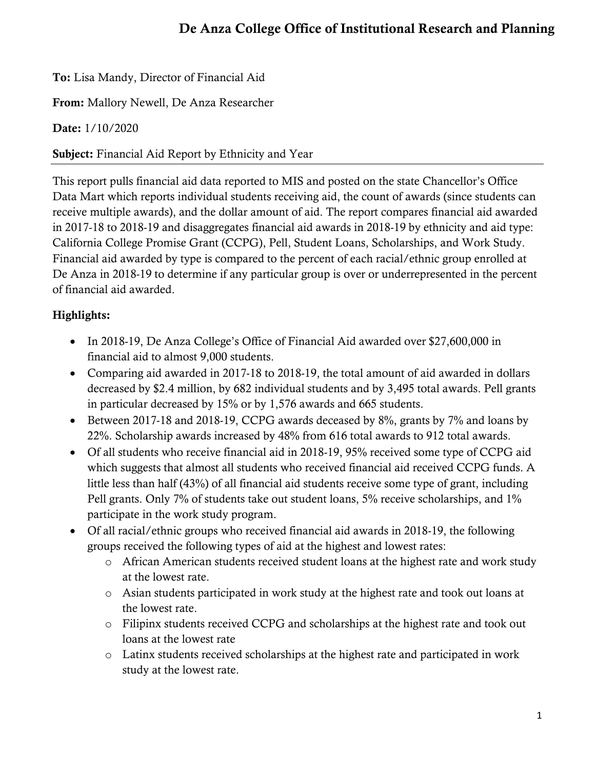# De Anza College Office of Institutional Research and Planning

**To:** Lisa Mandy, Director of Financial Aid

**From:** Mallory Newell, De Anza Researcher

**Date:** 1/10/2020

**Subject:** Financial Aid Report by Ethnicity and Year

---

This report pulls financial aid data reported to MIS and posted on the state Chancellor's Office Data Mart which reports individual students receiving aid, the count of awards (since students can receive multiple awards), and the dollar amount of aid. The report compares financial aid awarded in 2017-18 to 2018-19 and disaggregates financial aid awards in 2018-19 by ethnicity and aid type: California College Promise Grant (CCPG), Pell, Student Loans, Scholarships, and Work Study. Financial aid awarded by type is compared to the percent of each racial/ethnic group enrolled at De Anza in 2018-19 to determine if any particular group is over or underrepresented in the percent of financial aid awarded.

**Highlights:**

- In 2018-19, De Anza College's Office of Financial Aid awarded over $27,600,000 in financial aid to almost 9,000 students.
- Comparing aid awarded in 2017-18 to 2018-19, the total amount of aid awarded in dollars decreased by $2.4 million, by 682 individual students and by 3,495 total awards. Pell grants in particular decreased by 15% or by 1,576 awards and 665 students.
- Between 2017-18 and 2018-19, CCPG awards deceased by 8%, grants by 7% and loans by 22%. Scholarship awards increased by 48% from 616 total awards to 912 total awards.
- Of all students who receive financial aid in 2018-19, 95% received some type of CCPG aid which suggests that almost all students who received financial aid received CCPG funds. A little less than half (43%) of all financial aid students receive some type of grant, including Pell grants. Only 7% of students take out student loans, 5% receive scholarships, and 1% participate in the work study program.
- Of all racial/ethnic groups who received financial aid awards in 2018-19, the following groups received the following types of aid at the highest and lowest rates:
    - African American students received student loans at the highest rate and work study at the lowest rate.
    - Asian students participated in work study at the highest rate and took out loans at the lowest rate.
    - Filipinx students received CCPG and scholarships at the highest rate and took out loans at the lowest rate
    - Latinx students received scholarships at the highest rate and participated in work study at the lowest rate.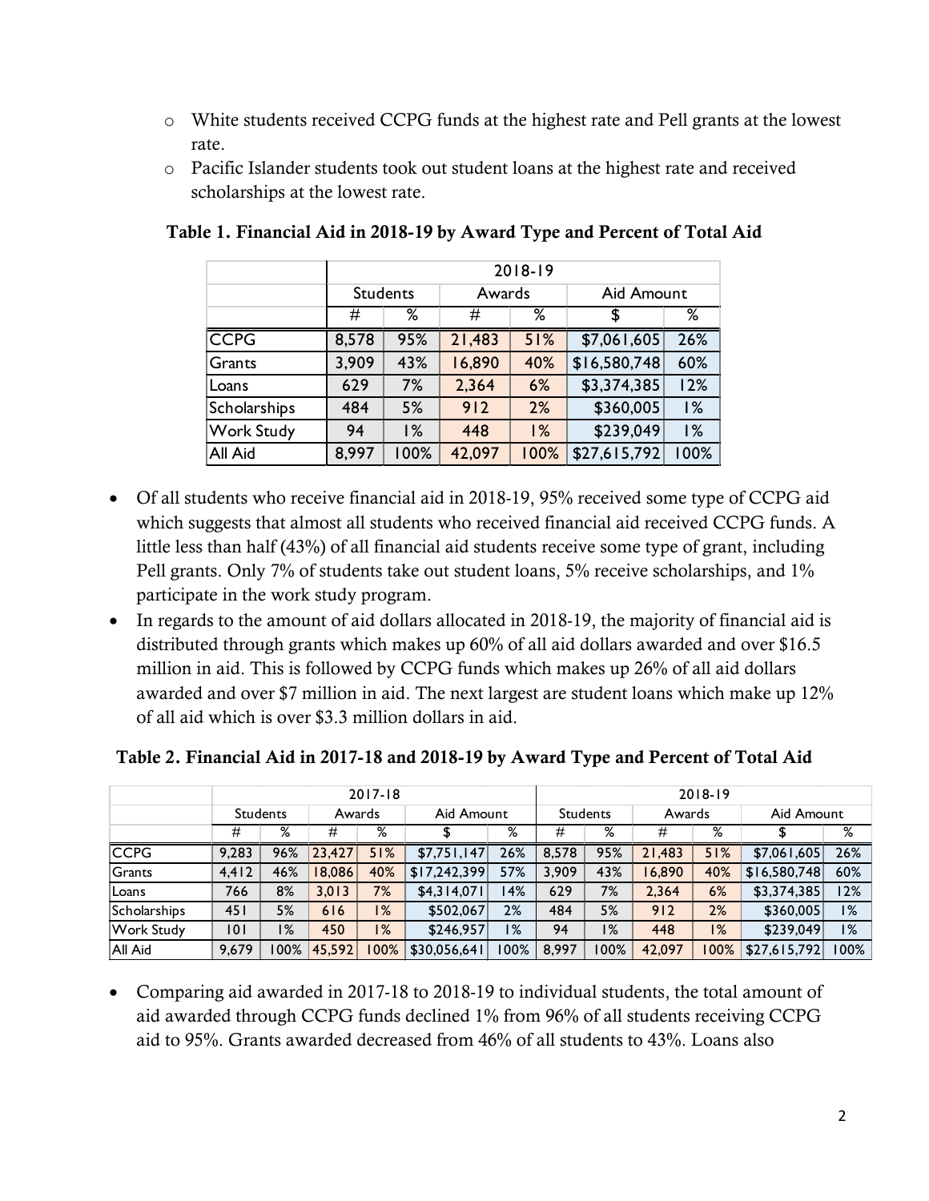- White students received CCPG funds at the highest rate and Pell grants at the lowest rate.
- Pacific Islander students took out student loans at the highest rate and received scholarships at the lowest rate.

**Table 1. Financial Aid in 2018-19 by Award Type and Percent of Total Aid**

| | 2018-19 | | | | | |
|---|---|---|---|---|---|---|
| | Students | | Awards | | Aid Amount | |
| | # | % | # | % | $ | % |
| CCPG | 8,578 | 95% | 21,483 | 51% | $7,061,605 | 26% |
| Grants | 3,909 | 43% | 16,890 | 40% | $16,580,748 | 60% |
| Loans | 629 | 7% | 2,364 | 6% | $3,374,385 | 12% |
| Scholarships | 484 | 5% | 912 | 2% | $360,005 | 1% |
| Work Study | 94 | 1% | 448 | 1% | $239,049 | 1% |
| All Aid | 8,997 | 100% | 42,097 | 100% | $27,615,792 | 100% |

- Of all students who receive financial aid in 2018-19, 95% received some type of CCPG aid which suggests that almost all students who received financial aid received CCPG funds. A little less than half (43%) of all financial aid students receive some type of grant, including Pell grants. Only 7% of students take out student loans, 5% receive scholarships, and 1% participate in the work study program.
- In regards to the amount of aid dollars allocated in 2018-19, the majority of financial aid is distributed through grants which makes up 60% of all aid dollars awarded and over $16.5 million in aid. This is followed by CCPG funds which makes up 26% of all aid dollars awarded and over $7 million in aid. The next largest are student loans which make up 12% of all aid which is over $3.3 million dollars in aid.

**Table 2. Financial Aid in 2017-18 and 2018-19 by Award Type and Percent of Total Aid**

| | 2017-18 | | | | | | 2018-19 | | | | | |
|---|---|---|---|---|---|---|---|---|---|---|---|---|
| | Students | | Awards | | Aid Amount | | Students | | Awards | | Aid Amount | |
| | # | % | # | % | $ | % | # | % | # | % | $ | % |
| CCPG | 9,283 | 96% | 23,427 | 51% | $7,751,147 | 26% | 8,578 | 95% | 21,483 | 51% | $7,061,605 | 26% |
| Grants | 4,412 | 46% | 18,086 | 40% | $17,242,399 | 57% | 3,909 | 43% | 16,890 | 40% | $16,580,748 | 60% |
| Loans | 766 | 8% | 3,013 | 7% | $4,314,071 | 14% | 629 | 7% | 2,364 | 6% | $3,374,385 | 12% |
| Scholarships | 451 | 5% | 616 | 1% | $502,067 | 2% | 484 | 5% | 912 | 2% | $360,005 | 1% |
| Work Study | 101 | 1% | 450 | 1% | $246,957 | 1% | 94 | 1% | 448 | 1% | $239,049 | 1% |
| All Aid | 9,679 | 100% | 45,592 | 100% | $30,056,641 | 100% | 8,997 | 100% | 42,097 | 100% | $27,615,792 | 100% |

- Comparing aid awarded in 2017-18 to 2018-19 to individual students, the total amount of aid awarded through CCPG funds declined 1% from 96% of all students receiving CCPG aid to 95%. Grants awarded decreased from 46% of all students to 43%. Loans also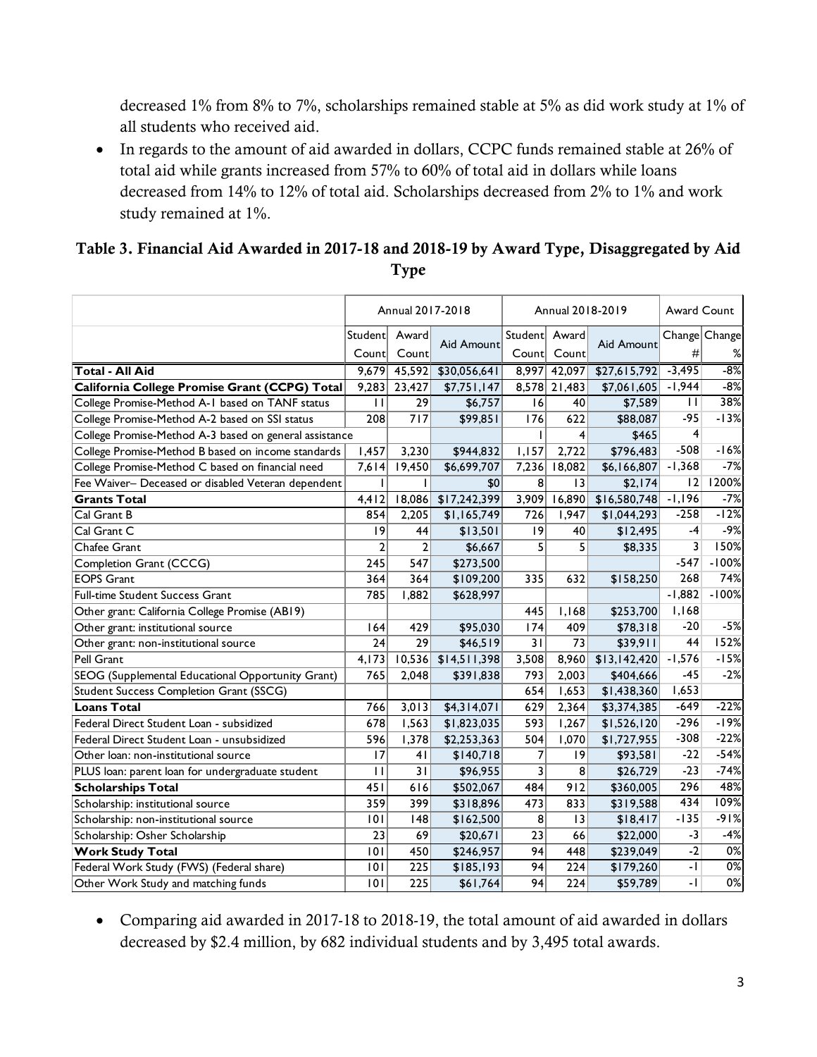decreased 1% from 8% to 7%, scholarships remained stable at 5% as did work study at 1% of all students who received aid.

- In regards to the amount of aid awarded in dollars, CCPC funds remained stable at 26% of total aid while grants increased from 57% to 60% of total aid in dollars while loans decreased from 14% to 12% of total aid. Scholarships decreased from 2% to 1% and work study remained at 1%.

### Table 3. Financial Aid Awarded in 2017-18 and 2018-19 by Award Type, Disaggregated by Aid Type

| | Annual 2017-2018 | | | Annual 2018-2019 | | | Award Count | |
|---|---|---|---|---|---|---|---|---|
| | Student Count | Award Count | Aid Amount | Student Count | Award Count | Aid Amount | Change # | Change % |
| **Total - All Aid** | 9,679 | 45,592 | $30,056,641 | 8,997 | 42,097 | $27,615,792 | -3,495 | -8% |
| **California College Promise Grant (CCPG) Total** | 9,283 | 23,427 | $7,751,147 | 8,578 | 21,483 | $7,061,605 | -1,944 | -8% |
| College Promise-Method A-1 based on TANF status | 11 | 29 | $6,757 | 16 | 40 | $7,589 | 11 | 38% |
| College Promise-Method A-2 based on SSI status | 208 | 717 | $99,851 | 176 | 622 | $88,087 | -95 | -13% |
| College Promise-Method A-3 based on general assistance | | | | 1 | 4 | $465 | 4 | |
| College Promise-Method B based on income standards | 1,457 | 3,230 | $944,832 | 1,157 | 2,722 | $796,483 | -508 | -16% |
| College Promise-Method C based on financial need | 7,614 | 19,450 | $6,699,707 | 7,236 | 18,082 | $6,166,807 | -1,368 | -7% |
| Fee Waiver– Deceased or disabled Veteran dependent | 1 | 1 | $0 | 8 | 13 | $2,174 | 12 | 1200% |
| **Grants Total** | 4,412 | 18,086 | $17,242,399 | 3,909 | 16,890 | $16,580,748 | -1,196 | -7% |
| Cal Grant B | 854 | 2,205 | $1,165,749 | 726 | 1,947 | $1,044,293 | -258 | -12% |
| Cal Grant C | 19 | 44 | $13,501 | 19 | 40 | $12,495 | -4 | -9% |
| Chafee Grant | 2 | 2 | $6,667 | 5 | 5 | $8,335 | 3 | 150% |
| Completion Grant (CCCG) | 245 | 547 | $273,500 | | | | -547 | -100% |
| EOPS Grant | 364 | 364 | $109,200 | 335 | 632 | $158,250 | 268 | 74% |
| Full-time Student Success Grant | 785 | 1,882 | $628,997 | | | | -1,882 | -100% |
| Other grant: California College Promise (AB19) | | | | 445 | 1,168 | $253,700 | 1,168 | |
| Other grant: institutional source | 164 | 429 | $95,030 | 174 | 409 | $78,318 | -20 | -5% |
| Other grant: non-institutional source | 24 | 29 | $46,519 | 31 | 73 | $39,911 | 44 | 152% |
| Pell Grant | 4,173 | 10,536 | $14,511,398 | 3,508 | 8,960 | $13,142,420 | -1,576 | -15% |
| SEOG (Supplemental Educational Opportunity Grant) | 765 | 2,048 | $391,838 | 793 | 2,003 | $404,666 | -45 | -2% |
| Student Success Completion Grant (SSCG) | | | | 654 | 1,653 | $1,438,360 | 1,653 | |
| **Loans Total** | 766 | 3,013 | $4,314,071 | 629 | 2,364 | $3,374,385 | -649 | -22% |
| Federal Direct Student Loan - subsidized | 678 | 1,563 | $1,823,035 | 593 | 1,267 | $1,526,120 | -296 | -19% |
| Federal Direct Student Loan - unsubsidized | 596 | 1,378 | $2,253,363 | 504 | 1,070 | $1,727,955 | -308 | -22% |
| Other loan: non-institutional source | 17 | 41 | $140,718 | 7 | 19 | $93,581 | -22 | -54% |
| PLUS loan: parent loan for undergraduate student | 11 | 31 | $96,955 | 3 | 8 | $26,729 | -23 | -74% |
| **Scholarships Total** | 451 | 616 | $502,067 | 484 | 912 | $360,005 | 296 | 48% |
| Scholarship: institutional source | 359 | 399 | $318,896 | 473 | 833 | $319,588 | 434 | 109% |
| Scholarship: non-institutional source | 101 | 148 | $162,500 | 8 | 13 | $18,417 | -135 | -91% |
| Scholarship: Osher Scholarship | 23 | 69 | $20,671 | 23 | 66 | $22,000 | -3 | -4% |
| **Work Study Total** | 101 | 450 | $246,957 | 94 | 448 | $239,049 | -2 | 0% |
| Federal Work Study (FWS) (Federal share) | 101 | 225 | $185,193 | 94 | 224 | $179,260 | -1 | 0% |
| Other Work Study and matching funds | 101 | 225 | $61,764 | 94 | 224 | $59,789 | -1 | 0% |

- Comparing aid awarded in 2017-18 to 2018-19, the total amount of aid awarded in dollars decreased by $2.4 million, by 682 individual students and by 3,495 total awards.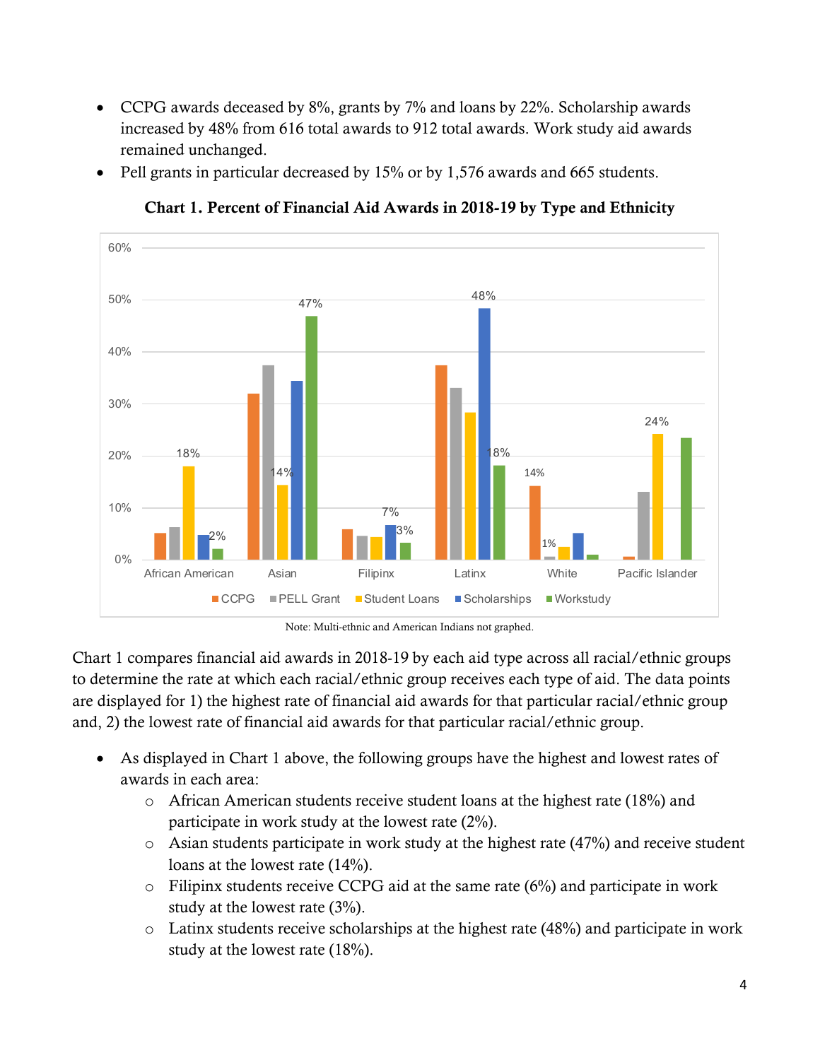- CCPG awards deceased by 8%, grants by 7% and loans by 22%. Scholarship awards increased by 48% from 616 total awards to 912 total awards. Work study aid awards remained unchanged.
- Pell grants in particular decreased by 15% or by 1,576 awards and 665 students.

**Chart 1. Percent of Financial Aid Awards in 2018-19 by Type and Ethnicity**

Note: Multi-ethnic and American Indians not graphed.

Chart 1 compares financial aid awards in 2018-19 by each aid type across all racial/ethnic groups to determine the rate at which each racial/ethnic group receives each type of aid. The data points are displayed for 1) the highest rate of financial aid awards for that particular racial/ethnic group and, 2) the lowest rate of financial aid awards for that particular racial/ethnic group.

- As displayed in Chart 1 above, the following groups have the highest and lowest rates of awards in each area:
  - African American students receive student loans at the highest rate (18%) and participate in work study at the lowest rate (2%).
  - Asian students participate in work study at the highest rate (47%) and receive student loans at the lowest rate (14%).
  - Filipinx students receive CCPG aid at the same rate (6%) and participate in work study at the lowest rate (3%).
  - Latinx students receive scholarships at the highest rate (48%) and participate in work study at the lowest rate (18%).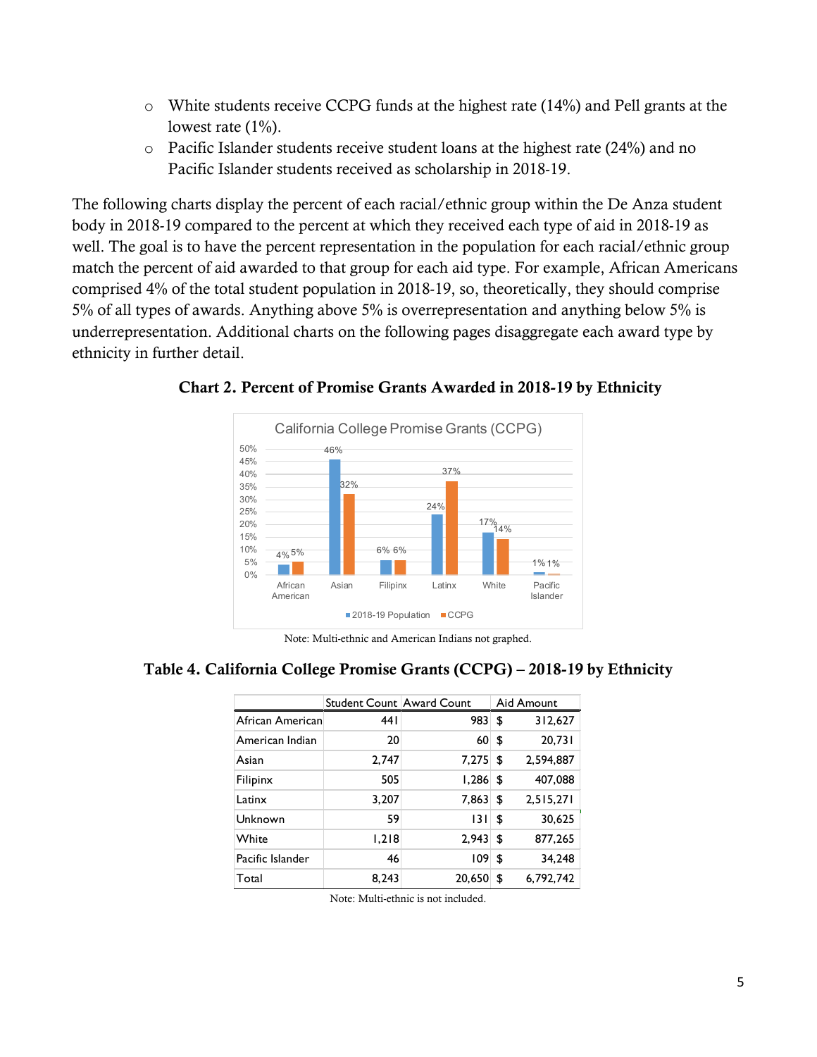- White students receive CCPG funds at the highest rate (14%) and Pell grants at the lowest rate (1%).
- Pacific Islander students receive student loans at the highest rate (24%) and no Pacific Islander students received as scholarship in 2018-19.

The following charts display the percent of each racial/ethnic group within the De Anza student body in 2018-19 compared to the percent at which they received each type of aid in 2018-19 as well. The goal is to have the percent representation in the population for each racial/ethnic group match the percent of aid awarded to that group for each aid type. For example, African Americans comprised 4% of the total student population in 2018-19, so, theoretically, they should comprise 5% of all types of awards. Anything above 5% is overrepresentation and anything below 5% is underrepresentation. Additional charts on the following pages disaggregate each award type by ethnicity in further detail.

**Chart 2. Percent of Promise Grants Awarded in 2018-19 by Ethnicity**

California College Promise Grants (CCPG)

| | 2018-19 Population | CCPG |
|---|---|---|
| African American | 4% | 5% |
| Asian | 46% | 32% |
| Filipinx | 6% | 6% |
| Latinx | 24% | 37% |
| White | 17% | 14% |
| Pacific Islander | 1% | 1% |

Note: Multi-ethnic and American Indians not graphed.

**Table 4. California College Promise Grants (CCPG) – 2018-19 by Ethnicity**

| | Student Count | Award Count | Aid Amount |
|---|---|---|---|
| African American | 441 | 983 | $ 312,627 |
| American Indian | 20 | 60 | $ 20,731 |
| Asian | 2,747 | 7,275 | $ 2,594,887 |
| Filipinx | 505 | 1,286 | $ 407,088 |
| Latinx | 3,207 | 7,863 | $ 2,515,271 |
| Unknown | 59 | 131 | $ 30,625 |
| White | 1,218 | 2,943 | $ 877,265 |
| Pacific Islander | 46 | 109 | $ 34,248 |
| Total | 8,243 | 20,650 | $ 6,792,742 |

Note: Multi-ethnic is not included.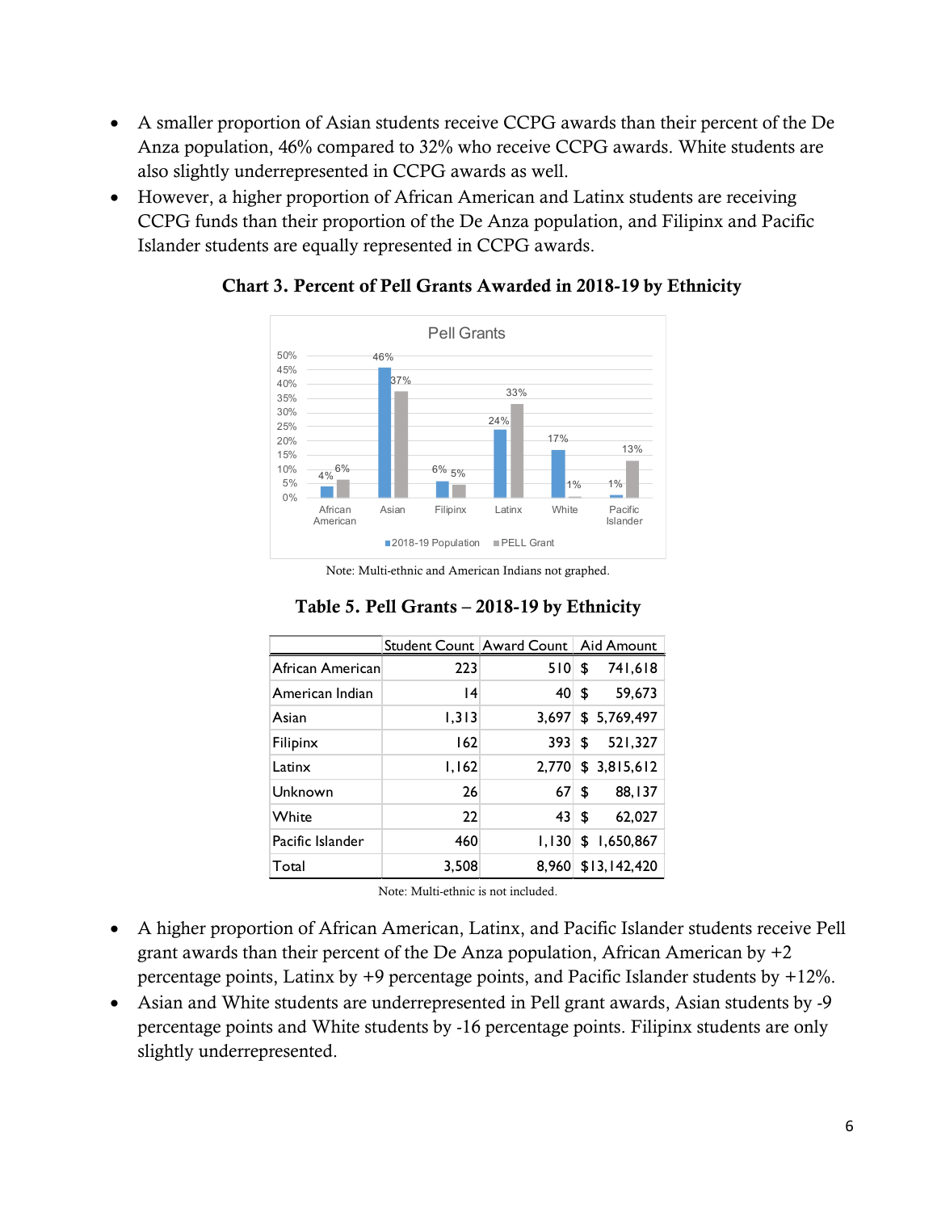- A smaller proportion of Asian students receive CCPG awards than their percent of the De Anza population, 46% compared to 32% who receive CCPG awards. White students are also slightly underrepresented in CCPG awards as well.
- However, a higher proportion of African American and Latinx students are receiving CCPG funds than their proportion of the De Anza population, and Filipinx and Pacific Islander students are equally represented in CCPG awards.

**Chart 3. Percent of Pell Grants Awarded in 2018-19 by Ethnicity**

Note: Multi-ethnic and American Indians not graphed.

**Table 5. Pell Grants – 2018-19 by Ethnicity**

| | Student Count | Award Count | Aid Amount |
|---|---|---|---|
| African American | 223 | 510 | $ 741,618 |
| American Indian | 14 | 40 | $ 59,673 |
| Asian | 1,313 | 3,697 | $ 5,769,497 |
| Filipinx | 162 | 393 | $ 521,327 |
| Latinx | 1,162 | 2,770 | $ 3,815,612 |
| Unknown | 26 | 67 | $ 88,137 |
| White | 22 | 43 | $ 62,027 |
| Pacific Islander | 460 | 1,130 | $ 1,650,867 |
| Total | 3,508 | 8,960 | $13,142,420 |

Note: Multi-ethnic is not included.

- A higher proportion of African American, Latinx, and Pacific Islander students receive Pell grant awards than their percent of the De Anza population, African American by +2 percentage points, Latinx by +9 percentage points, and Pacific Islander students by +12%.
- Asian and White students are underrepresented in Pell grant awards, Asian students by -9 percentage points and White students by -16 percentage points. Filipinx students are only slightly underrepresented.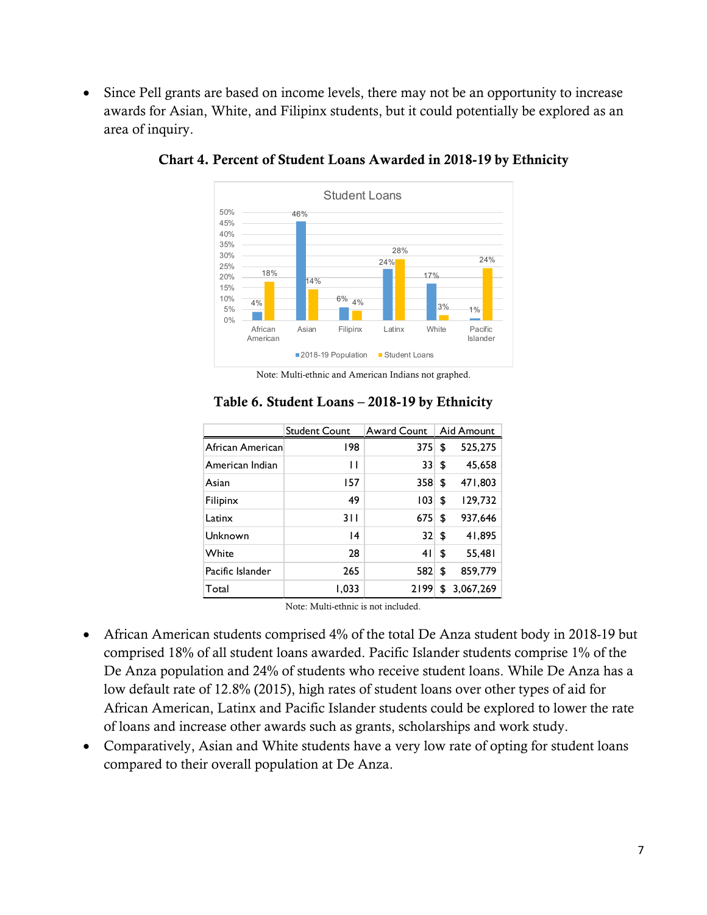- Since Pell grants are based on income levels, there may not be an opportunity to increase awards for Asian, White, and Filipinx students, but it could potentially be explored as an area of inquiry.

**Chart 4. Percent of Student Loans Awarded in 2018-19 by Ethnicity**

Note: Multi-ethnic and American Indians not graphed.

**Table 6. Student Loans – 2018-19 by Ethnicity**

| | Student Count | Award Count | Aid Amount |
|---|---|---|---|
| African American | 198 | 375 | $ 525,275 |
| American Indian | 11 | 33 | $ 45,658 |
| Asian | 157 | 358 | $ 471,803 |
| Filipinx | 49 | 103 | $ 129,732 |
| Latinx | 311 | 675 | $ 937,646 |
| Unknown | 14 | 32 | $ 41,895 |
| White | 28 | 41 | $ 55,481 |
| Pacific Islander | 265 | 582 | $ 859,779 |
| Total | 1,033 | 2199 | $ 3,067,269 |

Note: Multi-ethnic is not included.

- African American students comprised 4% of the total De Anza student body in 2018-19 but comprised 18% of all student loans awarded. Pacific Islander students comprise 1% of the De Anza population and 24% of students who receive student loans. While De Anza has a low default rate of 12.8% (2015), high rates of student loans over other types of aid for African American, Latinx and Pacific Islander students could be explored to lower the rate of loans and increase other awards such as grants, scholarships and work study.
- Comparatively, Asian and White students have a very low rate of opting for student loans compared to their overall population at De Anza.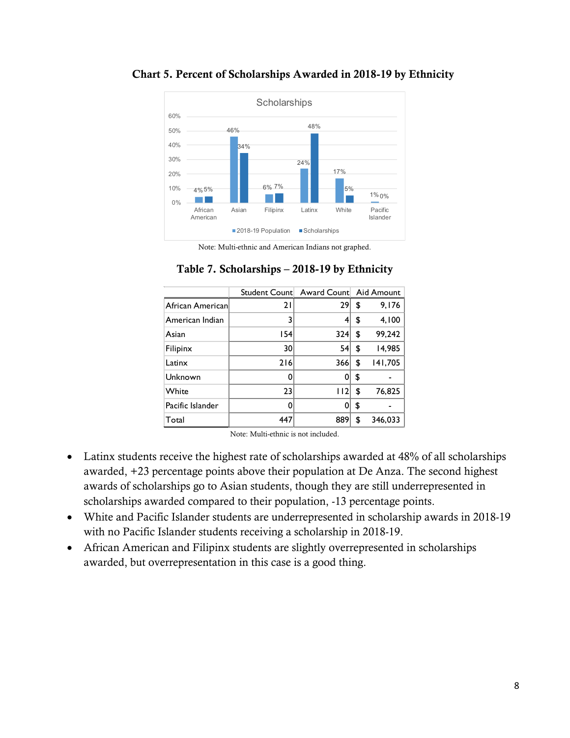**Chart 5. Percent of Scholarships Awarded in 2018-19 by Ethnicity**

Scholarships

| | 2018-19 Population | Scholarships |
|---|---|---|
| African American | 4% | 5% |
| Asian | 46% | 34% |
| Filipinx | 6% | 7% |
| Latinx | 24% | 48% |
| White | 17% | 5% |
| Pacific Islander | 1% | 0% |

Note: Multi-ethnic and American Indians not graphed.

**Table 7. Scholarships – 2018-19 by Ethnicity**

| | Student Count | Award Count | Aid Amount |
|---|---|---|---|
| African American | 21 | 29 | $ 9,176 |
| American Indian | 3 | 4 | $ 4,100 |
| Asian | 154 | 324 | $ 99,242 |
| Filipinx | 30 | 54 | $ 14,985 |
| Latinx | 216 | 366 | $ 141,705 |
| Unknown | 0 | 0 | $ - |
| White | 23 | 112 | $ 76,825 |
| Pacific Islander | 0 | 0 | $ - |
| Total | 447 | 889 | $ 346,033 |

Note: Multi-ethnic is not included.

- Latinx students receive the highest rate of scholarships awarded at 48% of all scholarships awarded, +23 percentage points above their population at De Anza. The second highest awards of scholarships go to Asian students, though they are still underrepresented in scholarships awarded compared to their population, -13 percentage points.
- White and Pacific Islander students are underrepresented in scholarship awards in 2018-19 with no Pacific Islander students receiving a scholarship in 2018-19.
- African American and Filipinx students are slightly overrepresented in scholarships awarded, but overrepresentation in this case is a good thing.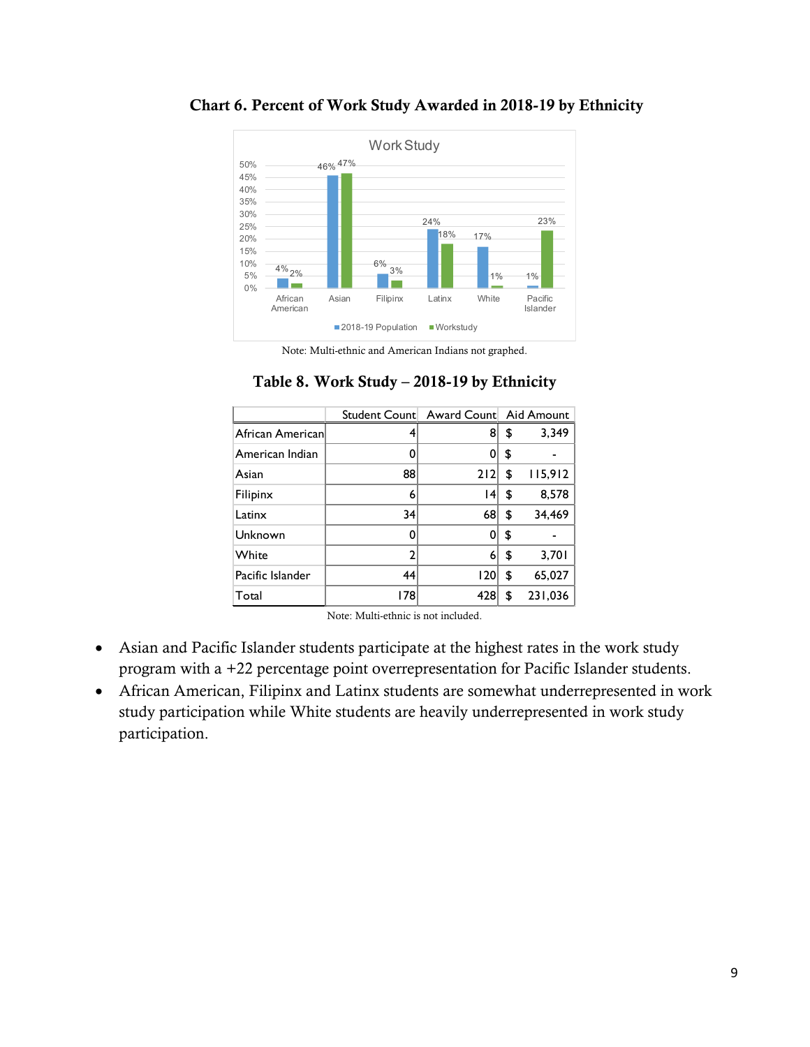**Chart 6. Percent of Work Study Awarded in 2018-19 by Ethnicity**

Work Study

50%
45%
40%
35%
30%
25%
20%
15%
10%
5%
0%

African American: 4% 2%
Asian: 46% 47%
Filipinx: 6% 3%
Latinx: 24% 18%
White: 17% 1%
Pacific Islander: 1% 23%

2018-19 Population
Workstudy

Note: Multi-ethnic and American Indians not graphed.

**Table 8. Work Study – 2018-19 by Ethnicity**

| | Student Count | Award Count | Aid Amount |
|---|---|---|---|
| African American | 4 | 8 | $ 3,349 |
| American Indian | 0 | 0 | $ - |
| Asian | 88 | 212 | $ 115,912 |
| Filipinx | 6 | 14 | $ 8,578 |
| Latinx | 34 | 68 | $ 34,469 |
| Unknown | 0 | 0 | $ - |
| White | 2 | 6 | $ 3,701 |
| Pacific Islander | 44 | 120 | $ 65,027 |
| Total | 178 | 428 | $ 231,036 |

Note: Multi-ethnic is not included.

- Asian and Pacific Islander students participate at the highest rates in the work study program with a +22 percentage point overrepresentation for Pacific Islander students.
- African American, Filipinx and Latinx students are somewhat underrepresented in work study participation while White students are heavily underrepresented in work study participation.